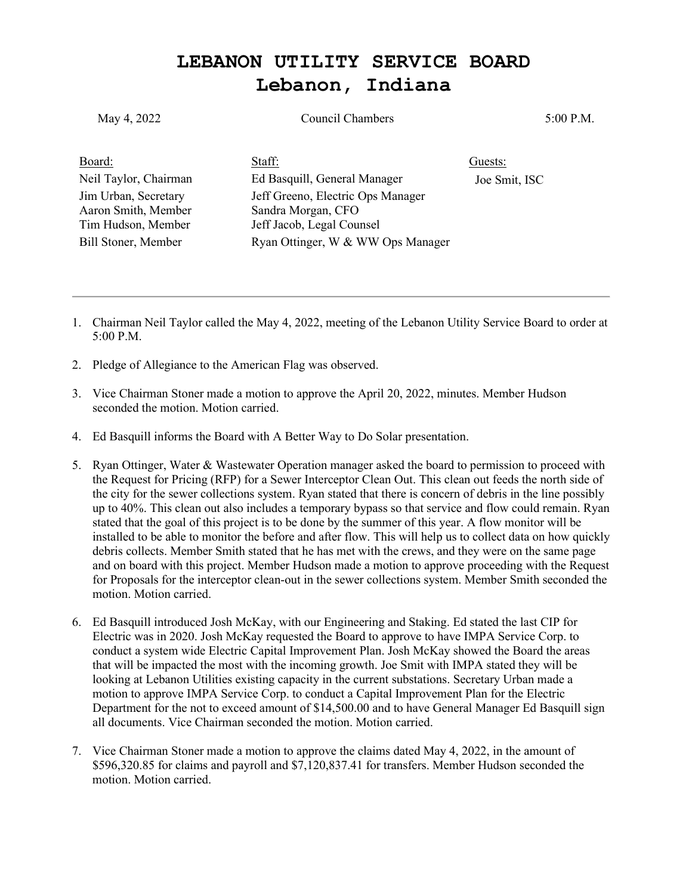# LEBANON UTILITY SERVICE BOARD
# Lebanon, Indiana

May 4, 2022 Council Chambers 5:00 P.M.

| Board: | Staff: | Guests: |
|---|---|---|
| Neil Taylor, Chairman | Ed Basquill, General Manager | Joe Smit, ISC |
| Jim Urban, Secretary | Jeff Greeno, Electric Ops Manager | |
| Aaron Smith, Member | Sandra Morgan, CFO | |
| Tim Hudson, Member | Jeff Jacob, Legal Counsel | |
| Bill Stoner, Member | Ryan Ottinger, W & WW Ops Manager | |

---

1. Chairman Neil Taylor called the May 4, 2022, meeting of the Lebanon Utility Service Board to order at 5:00 P.M.

2. Pledge of Allegiance to the American Flag was observed.

3. Vice Chairman Stoner made a motion to approve the April 20, 2022, minutes. Member Hudson seconded the motion. Motion carried.

4. Ed Basquill informs the Board with A Better Way to Do Solar presentation.

5. Ryan Ottinger, Water & Wastewater Operation manager asked the board to permission to proceed with the Request for Pricing (RFP) for a Sewer Interceptor Clean Out. This clean out feeds the north side of the city for the sewer collections system. Ryan stated that there is concern of debris in the line possibly up to 40%. This clean out also includes a temporary bypass so that service and flow could remain. Ryan stated that the goal of this project is to be done by the summer of this year. A flow monitor will be installed to be able to monitor the before and after flow. This will help us to collect data on how quickly debris collects. Member Smith stated that he has met with the crews, and they were on the same page and on board with this project. Member Hudson made a motion to approve proceeding with the Request for Proposals for the interceptor clean-out in the sewer collections system. Member Smith seconded the motion. Motion carried.

6. Ed Basquill introduced Josh McKay, with our Engineering and Staking. Ed stated the last CIP for Electric was in 2020. Josh McKay requested the Board to approve to have IMPA Service Corp. to conduct a system wide Electric Capital Improvement Plan. Josh McKay showed the Board the areas that will be impacted the most with the incoming growth. Joe Smit with IMPA stated they will be looking at Lebanon Utilities existing capacity in the current substations. Secretary Urban made a motion to approve IMPA Service Corp. to conduct a Capital Improvement Plan for the Electric Department for the not to exceed amount of $14,500.00 and to have General Manager Ed Basquill sign all documents. Vice Chairman seconded the motion. Motion carried.

7. Vice Chairman Stoner made a motion to approve the claims dated May 4, 2022, in the amount of $596,320.85 for claims and payroll and $7,120,837.41 for transfers. Member Hudson seconded the motion. Motion carried.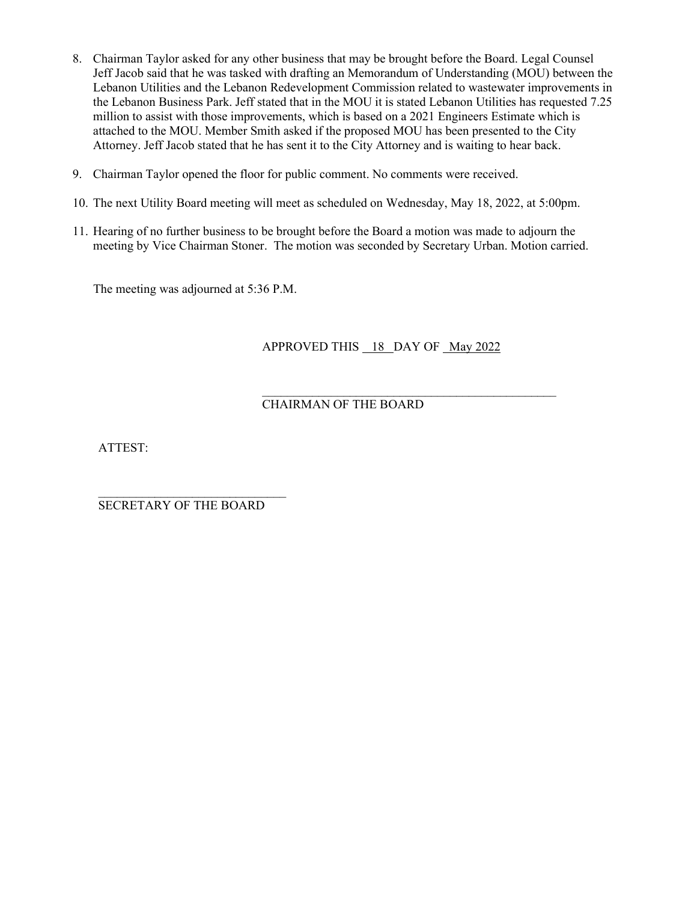8. Chairman Taylor asked for any other business that may be brought before the Board. Legal Counsel Jeff Jacob said that he was tasked with drafting an Memorandum of Understanding (MOU) between the Lebanon Utilities and the Lebanon Redevelopment Commission related to wastewater improvements in the Lebanon Business Park. Jeff stated that in the MOU it is stated Lebanon Utilities has requested 7.25 million to assist with those improvements, which is based on a 2021 Engineers Estimate which is attached to the MOU. Member Smith asked if the proposed MOU has been presented to the City Attorney. Jeff Jacob stated that he has sent it to the City Attorney and is waiting to hear back.

9. Chairman Taylor opened the floor for public comment. No comments were received.

10. The next Utility Board meeting will meet as scheduled on Wednesday, May 18, 2022, at 5:00pm.

11. Hearing of no further business to be brought before the Board a motion was made to adjourn the meeting by Vice Chairman Stoner. The motion was seconded by Secretary Urban. Motion carried.

The meeting was adjourned at 5:36 P.M.

APPROVED THIS 18 DAY OF May 2022

\_\_\_\_\_\_\_\_\_\_\_\_\_\_\_\_\_\_\_\_\_\_\_\_\_\_\_\_\_\_\_\_\_\_\_\_\_\_\_\_\_\_\_\_

CHAIRMAN OF THE BOARD

ATTEST:

\_\_\_\_\_\_\_\_\_\_\_\_\_\_\_\_\_\_\_\_\_\_\_\_\_\_\_\_\_\_

SECRETARY OF THE BOARD